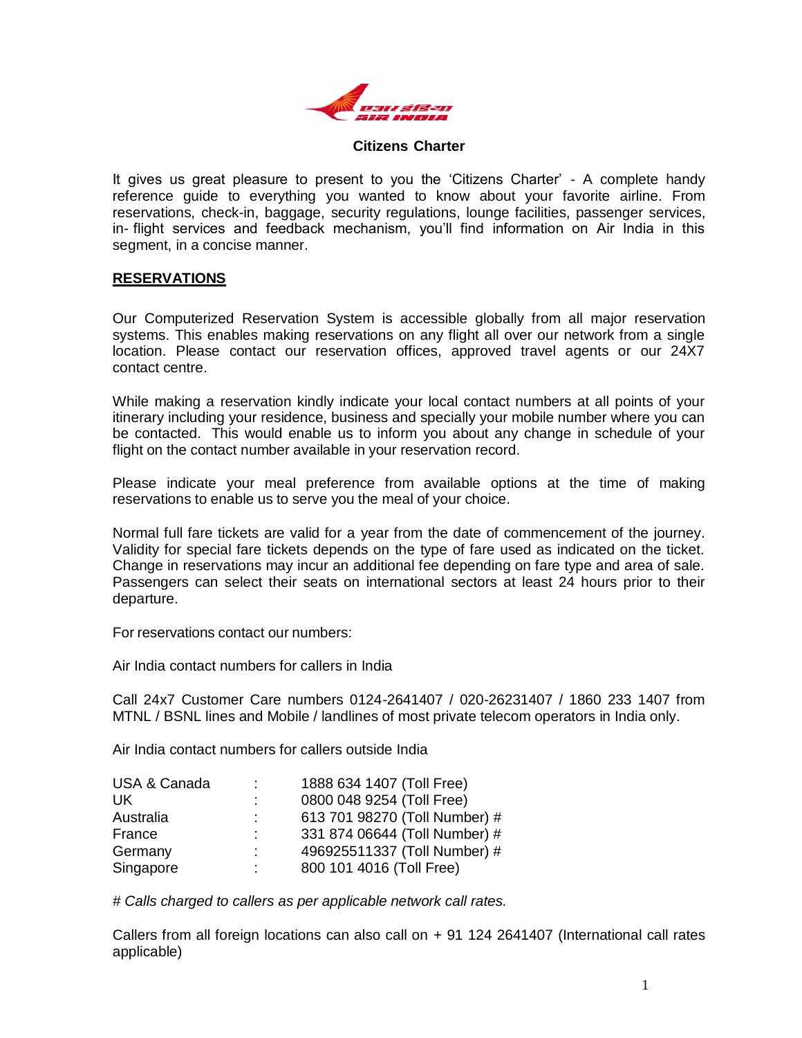# Citizens Charter

It gives us great pleasure to present to you the 'Citizens Charter' - A complete handy reference guide to everything you wanted to know about your favorite airline. From reservations, check-in, baggage, security regulations, lounge facilities, passenger services, in- flight services and feedback mechanism, you'll find information on Air India in this segment, in a concise manner.

## RESERVATIONS

Our Computerized Reservation System is accessible globally from all major reservation systems. This enables making reservations on any flight all over our network from a single location. Please contact our reservation offices, approved travel agents or our 24X7 contact centre.

While making a reservation kindly indicate your local contact numbers at all points of your itinerary including your residence, business and specially your mobile number where you can be contacted. This would enable us to inform you about any change in schedule of your flight on the contact number available in your reservation record.

Please indicate your meal preference from available options at the time of making reservations to enable us to serve you the meal of your choice.

Normal full fare tickets are valid for a year from the date of commencement of the journey. Validity for special fare tickets depends on the type of fare used as indicated on the ticket. Change in reservations may incur an additional fee depending on fare type and area of sale. Passengers can select their seats on international sectors at least 24 hours prior to their departure.

For reservations contact our numbers:

Air India contact numbers for callers in India

Call 24x7 Customer Care numbers 0124-2641407 / 020-26231407 / 1860 233 1407 from MTNL / BSNL lines and Mobile / landlines of most private telecom operators in India only.

Air India contact numbers for callers outside India

| | | |
|---|---|---|
| USA & Canada | : | 1888 634 1407 (Toll Free) |
| UK | : | 0800 048 9254 (Toll Free) |
| Australia | : | 613 701 98270 (Toll Number) # |
| France | : | 331 874 06644 (Toll Number) # |
| Germany | : | 496925511337 (Toll Number) # |
| Singapore | : | 800 101 4016 (Toll Free) |

*# Calls charged to callers as per applicable network call rates.*

Callers from all foreign locations can also call on + 91 124 2641407 (International call rates applicable)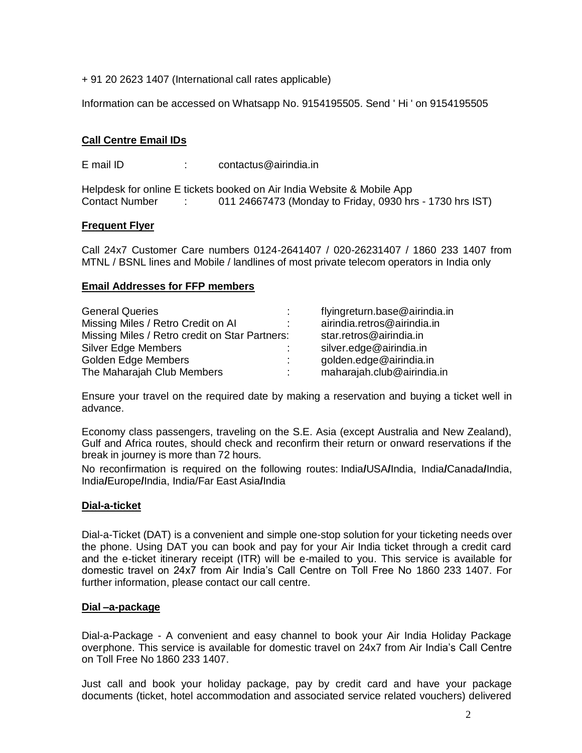+ 91 20 2623 1407 (International call rates applicable)

Information can be accessed on Whatsapp No. 9154195505. Send ' Hi ' on 9154195505

**Call Centre Email IDs**

E mail ID : contactus@airindia.in

Helpdesk for online E tickets booked on Air India Website & Mobile App
Contact Number : 011 24667473 (Monday to Friday, 0930 hrs - 1730 hrs IST)

**Frequent Flyer**

Call 24x7 Customer Care numbers 0124-2641407 / 020-26231407 / 1860 233 1407 from MTNL / BSNL lines and Mobile / landlines of most private telecom operators in India only

**Email Addresses for FFP members**

| | | |
|---|---|---|
| General Queries | : | flyingreturn.base@airindia.in |
| Missing Miles / Retro Credit on AI | : | airindia.retros@airindia.in |
| Missing Miles / Retro credit on Star Partners: | | star.retros@airindia.in |
| Silver Edge Members | : | silver.edge@airindia.in |
| Golden Edge Members | : | golden.edge@airindia.in |
| The Maharajah Club Members | : | maharajah.club@airindia.in |

Ensure your travel on the required date by making a reservation and buying a ticket well in advance.

Economy class passengers, traveling on the S.E. Asia (except Australia and New Zealand), Gulf and Africa routes, should check and reconfirm their return or onward reservations if the break in journey is more than 72 hours.

No reconfirmation is required on the following routes: India/USA/India, India/Canada/India, India/Europe/India, India/Far East Asia/India

**Dial-a-ticket**

Dial-a-Ticket (DAT) is a convenient and simple one-stop solution for your ticketing needs over the phone. Using DAT you can book and pay for your Air India ticket through a credit card and the e-ticket itinerary receipt (ITR) will be e-mailed to you. This service is available for domestic travel on 24x7 from Air India's Call Centre on Toll Free No 1860 233 1407. For further information, please contact our call centre.

**Dial –a-package**

Dial-a-Package - A convenient and easy channel to book your Air India Holiday Package overphone. This service is available for domestic travel on 24x7 from Air India's Call Centre on Toll Free No 1860 233 1407.

Just call and book your holiday package, pay by credit card and have your package documents (ticket, hotel accommodation and associated service related vouchers) delivered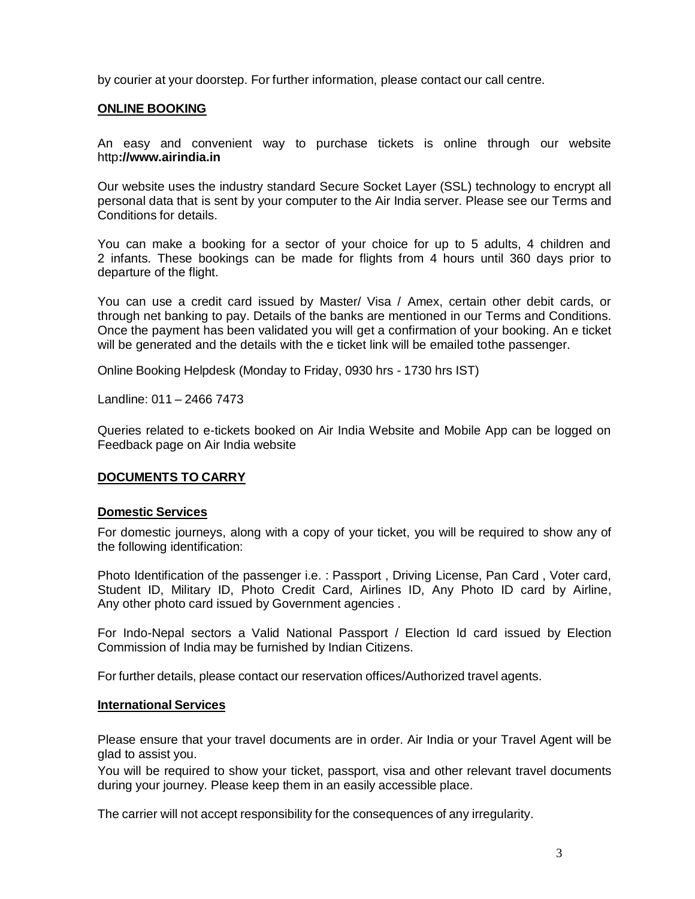by courier at your doorstep. For further information, please contact our call centre.

## ONLINE BOOKING

An easy and convenient way to purchase tickets is online through our website http**://www.airindia.in**

Our website uses the industry standard Secure Socket Layer (SSL) technology to encrypt all personal data that is sent by your computer to the Air India server. Please see our Terms and Conditions for details.

You can make a booking for a sector of your choice for up to 5 adults, 4 children and 2 infants. These bookings can be made for flights from 4 hours until 360 days prior to departure of the flight.

You can use a credit card issued by Master/ Visa / Amex, certain other debit cards, or through net banking to pay. Details of the banks are mentioned in our Terms and Conditions. Once the payment has been validated you will get a confirmation of your booking. An e ticket will be generated and the details with the e ticket link will be emailed tothe passenger.

Online Booking Helpdesk (Monday to Friday, 0930 hrs - 1730 hrs IST)

Landline: 011 – 2466 7473

Queries related to e-tickets booked on Air India Website and Mobile App can be logged on Feedback page on Air India website

## DOCUMENTS TO CARRY

### Domestic Services

For domestic journeys, along with a copy of your ticket, you will be required to show any of the following identification:

Photo Identification of the passenger i.e. : Passport , Driving License, Pan Card , Voter card, Student ID, Military ID, Photo Credit Card, Airlines ID, Any Photo ID card by Airline, Any other photo card issued by Government agencies .

For Indo-Nepal sectors a Valid National Passport / Election Id card issued by Election Commission of India may be furnished by Indian Citizens.

For further details, please contact our reservation offices/Authorized travel agents.

### International Services

Please ensure that your travel documents are in order. Air India or your Travel Agent will be glad to assist you.

You will be required to show your ticket, passport, visa and other relevant travel documents during your journey. Please keep them in an easily accessible place.

The carrier will not accept responsibility for the consequences of any irregularity.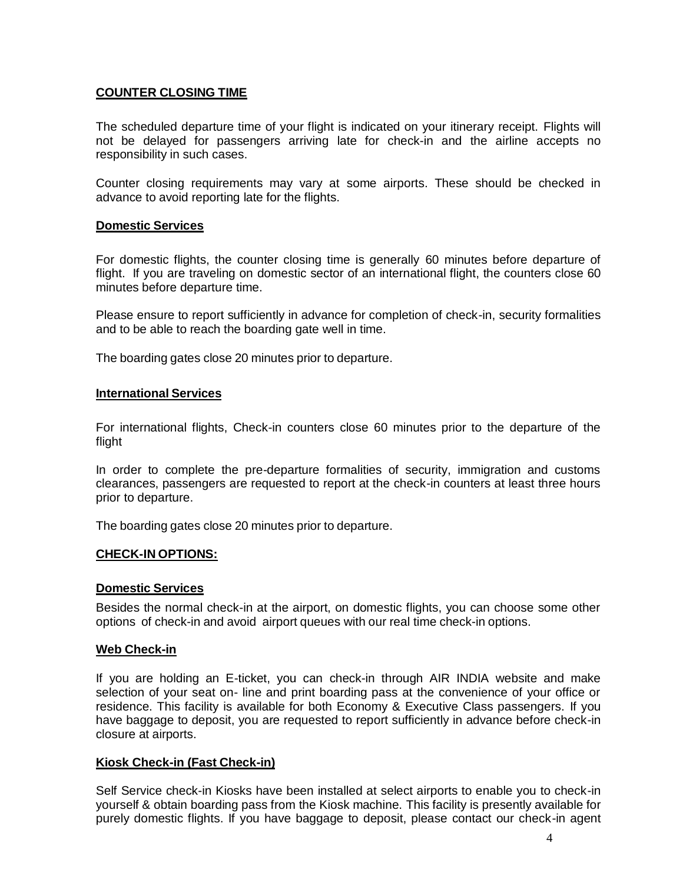## COUNTER CLOSING TIME

The scheduled departure time of your flight is indicated on your itinerary receipt. Flights will not be delayed for passengers arriving late for check-in and the airline accepts no responsibility in such cases.

Counter closing requirements may vary at some airports. These should be checked in advance to avoid reporting late for the flights.

### Domestic Services

For domestic flights, the counter closing time is generally 60 minutes before departure of flight. If you are traveling on domestic sector of an international flight, the counters close 60 minutes before departure time.

Please ensure to report sufficiently in advance for completion of check-in, security formalities and to be able to reach the boarding gate well in time.

The boarding gates close 20 minutes prior to departure.

### International Services

For international flights, Check-in counters close 60 minutes prior to the departure of the flight

In order to complete the pre-departure formalities of security, immigration and customs clearances, passengers are requested to report at the check-in counters at least three hours prior to departure.

The boarding gates close 20 minutes prior to departure.

## CHECK-IN OPTIONS:

### Domestic Services

Besides the normal check-in at the airport, on domestic flights, you can choose some other options of check-in and avoid airport queues with our real time check-in options.

### Web Check-in

If you are holding an E-ticket, you can check-in through AIR INDIA website and make selection of your seat on- line and print boarding pass at the convenience of your office or residence. This facility is available for both Economy & Executive Class passengers. If you have baggage to deposit, you are requested to report sufficiently in advance before check-in closure at airports.

### Kiosk Check-in (Fast Check-in)

Self Service check-in Kiosks have been installed at select airports to enable you to check-in yourself & obtain boarding pass from the Kiosk machine. This facility is presently available for purely domestic flights. If you have baggage to deposit, please contact our check-in agent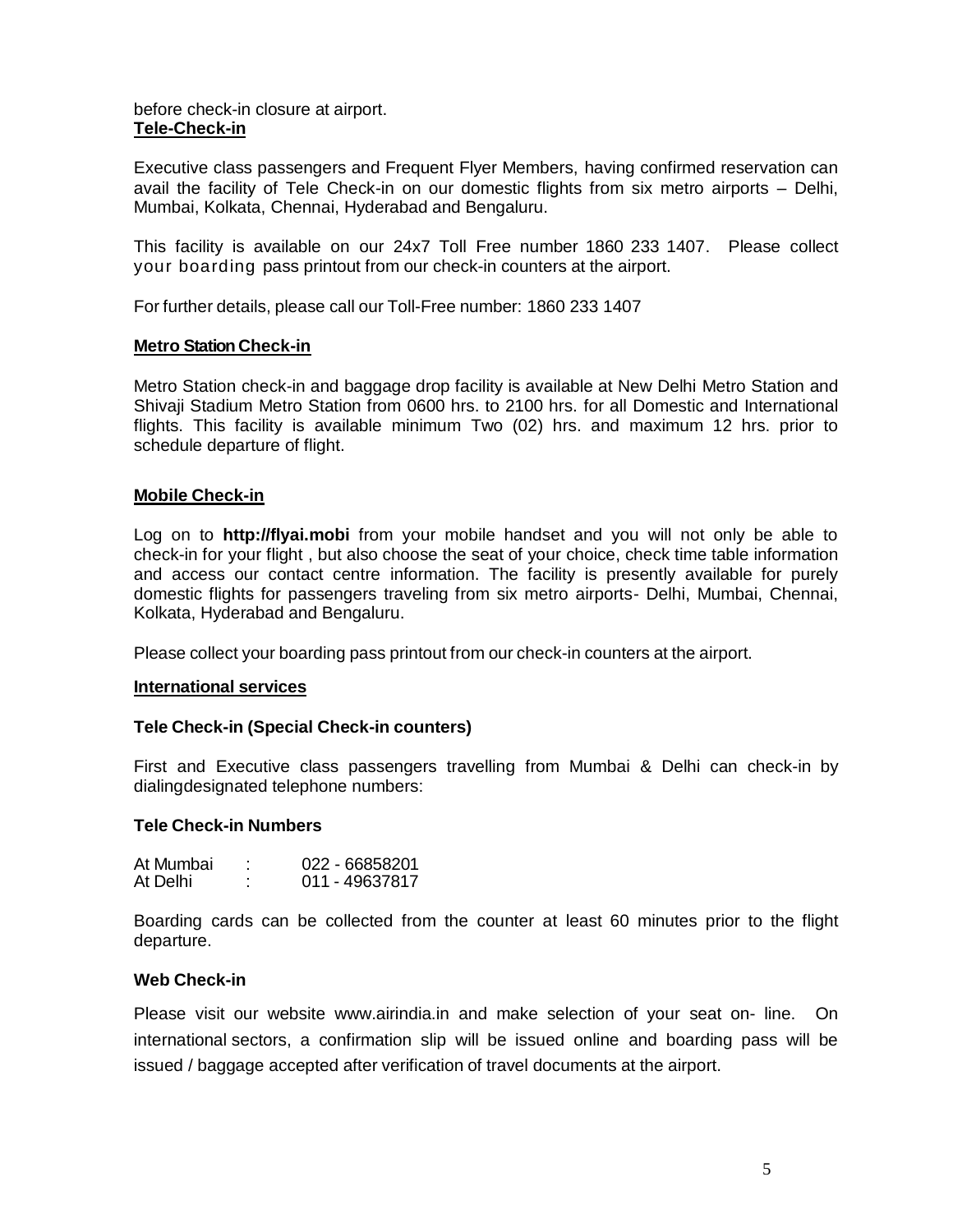before check-in closure at airport.

**Tele-Check-in**

Executive class passengers and Frequent Flyer Members, having confirmed reservation can avail the facility of Tele Check-in on our domestic flights from six metro airports – Delhi, Mumbai, Kolkata, Chennai, Hyderabad and Bengaluru.

This facility is available on our 24x7 Toll Free number 1860 233 1407. Please collect your boarding pass printout from our check-in counters at the airport.

For further details, please call our Toll-Free number: 1860 233 1407

**Metro Station Check-in**

Metro Station check-in and baggage drop facility is available at New Delhi Metro Station and Shivaji Stadium Metro Station from 0600 hrs. to 2100 hrs. for all Domestic and International flights. This facility is available minimum Two (02) hrs. and maximum 12 hrs. prior to schedule departure of flight.

**Mobile Check-in**

Log on to **http://flyai.mobi** from your mobile handset and you will not only be able to check-in for your flight , but also choose the seat of your choice, check time table information and access our contact centre information. The facility is presently available for purely domestic flights for passengers traveling from six metro airports- Delhi, Mumbai, Chennai, Kolkata, Hyderabad and Bengaluru.

Please collect your boarding pass printout from our check-in counters at the airport.

**International services**

**Tele Check-in (Special Check-in counters)**

First and Executive class passengers travelling from Mumbai & Delhi can check-in by dialingdesignated telephone numbers:

**Tele Check-in Numbers**

| | | |
|---|---|---|
| At Mumbai | : | 022 - 66858201 |
| At Delhi | : | 011 - 49637817 |

Boarding cards can be collected from the counter at least 60 minutes prior to the flight departure.

**Web Check-in**

Please visit our website www.airindia.in and make selection of your seat on- line. On international sectors, a confirmation slip will be issued online and boarding pass will be issued / baggage accepted after verification of travel documents at the airport.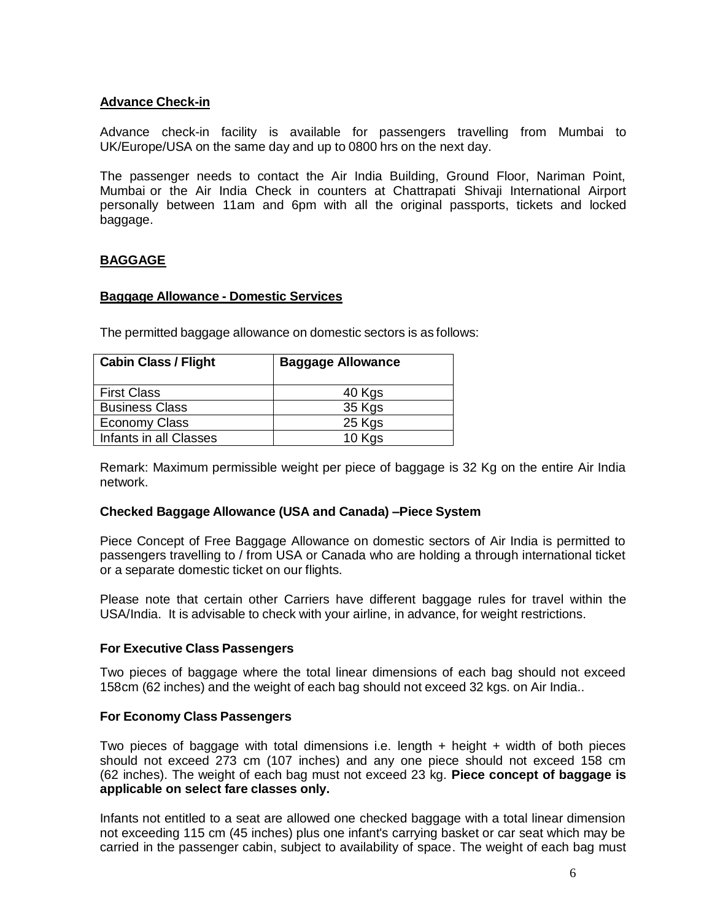## Advance Check-in

Advance check-in facility is available for passengers travelling from Mumbai to UK/Europe/USA on the same day and up to 0800 hrs on the next day.

The passenger needs to contact the Air India Building, Ground Floor, Nariman Point, Mumbai or the Air India Check in counters at Chattrapati Shivaji International Airport personally between 11am and 6pm with all the original passports, tickets and locked baggage.

## BAGGAGE

### Baggage Allowance - Domestic Services

The permitted baggage allowance on domestic sectors is as follows:

| Cabin Class / Flight | Baggage Allowance |
|---|---|
| First Class | 40 Kgs |
| Business Class | 35 Kgs |
| Economy Class | 25 Kgs |
| Infants in all Classes | 10 Kgs |

Remark: Maximum permissible weight per piece of baggage is 32 Kg on the entire Air India network.

### Checked Baggage Allowance (USA and Canada) –Piece System

Piece Concept of Free Baggage Allowance on domestic sectors of Air India is permitted to passengers travelling to / from USA or Canada who are holding a through international ticket or a separate domestic ticket on our flights.

Please note that certain other Carriers have different baggage rules for travel within the USA/India. It is advisable to check with your airline, in advance, for weight restrictions.

### For Executive Class Passengers

Two pieces of baggage where the total linear dimensions of each bag should not exceed 158cm (62 inches) and the weight of each bag should not exceed 32 kgs. on Air India..

### For Economy Class Passengers

Two pieces of baggage with total dimensions i.e. length + height + width of both pieces should not exceed 273 cm (107 inches) and any one piece should not exceed 158 cm (62 inches). The weight of each bag must not exceed 23 kg. **Piece concept of baggage is applicable on select fare classes only.**

Infants not entitled to a seat are allowed one checked baggage with a total linear dimension not exceeding 115 cm (45 inches) plus one infant's carrying basket or car seat which may be carried in the passenger cabin, subject to availability of space. The weight of each bag must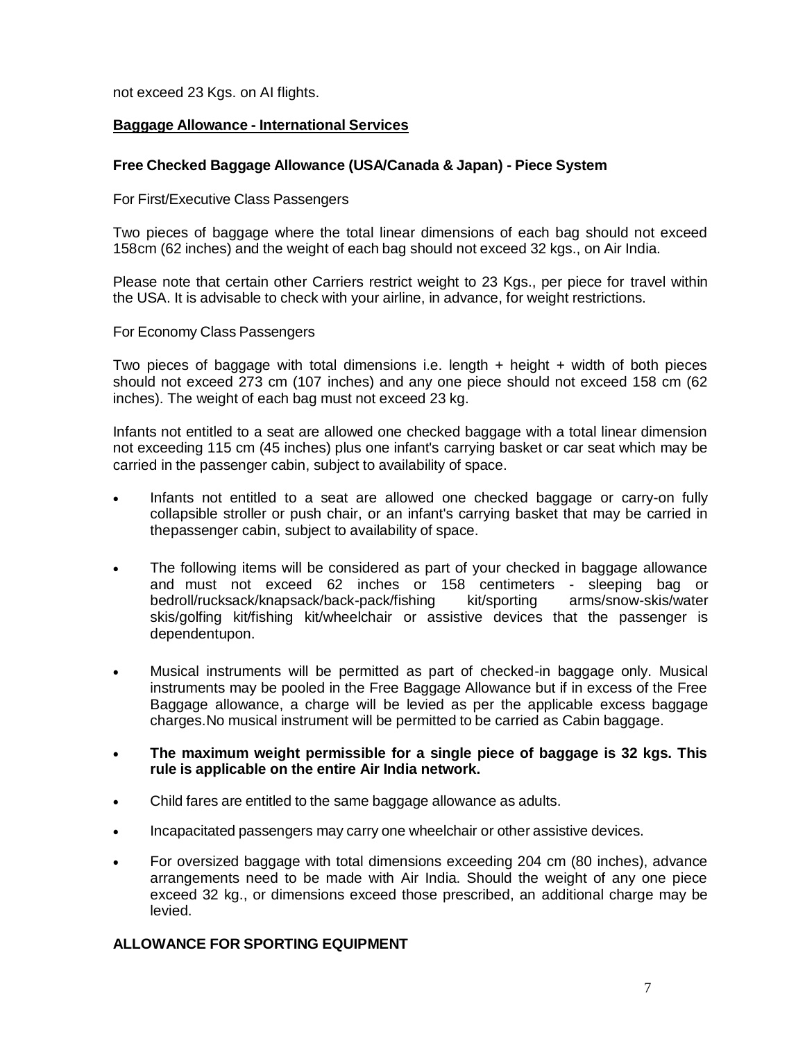not exceed 23 Kgs. on AI flights.

## Baggage Allowance - International Services

### Free Checked Baggage Allowance (USA/Canada & Japan) - Piece System

For First/Executive Class Passengers

Two pieces of baggage where the total linear dimensions of each bag should not exceed 158cm (62 inches) and the weight of each bag should not exceed 32 kgs., on Air India.

Please note that certain other Carriers restrict weight to 23 Kgs., per piece for travel within the USA. It is advisable to check with your airline, in advance, for weight restrictions.

For Economy Class Passengers

Two pieces of baggage with total dimensions i.e. length + height + width of both pieces should not exceed 273 cm (107 inches) and any one piece should not exceed 158 cm (62 inches). The weight of each bag must not exceed 23 kg.

Infants not entitled to a seat are allowed one checked baggage with a total linear dimension not exceeding 115 cm (45 inches) plus one infant's carrying basket or car seat which may be carried in the passenger cabin, subject to availability of space.

- Infants not entitled to a seat are allowed one checked baggage or carry-on fully collapsible stroller or push chair, or an infant's carrying basket that may be carried in thepassenger cabin, subject to availability of space.
- The following items will be considered as part of your checked in baggage allowance and must not exceed 62 inches or 158 centimeters - sleeping bag or bedroll/rucksack/knapsack/back-pack/fishing kit/sporting arms/snow-skis/water skis/golfing kit/fishing kit/wheelchair or assistive devices that the passenger is dependentupon.
- Musical instruments will be permitted as part of checked-in baggage only. Musical instruments may be pooled in the Free Baggage Allowance but if in excess of the Free Baggage allowance, a charge will be levied as per the applicable excess baggage charges.No musical instrument will be permitted to be carried as Cabin baggage.
- **The maximum weight permissible for a single piece of baggage is 32 kgs. This rule is applicable on the entire Air India network.**
- Child fares are entitled to the same baggage allowance as adults.
- Incapacitated passengers may carry one wheelchair or other assistive devices.
- For oversized baggage with total dimensions exceeding 204 cm (80 inches), advance arrangements need to be made with Air India. Should the weight of any one piece exceed 32 kg., or dimensions exceed those prescribed, an additional charge may be levied.

### ALLOWANCE FOR SPORTING EQUIPMENT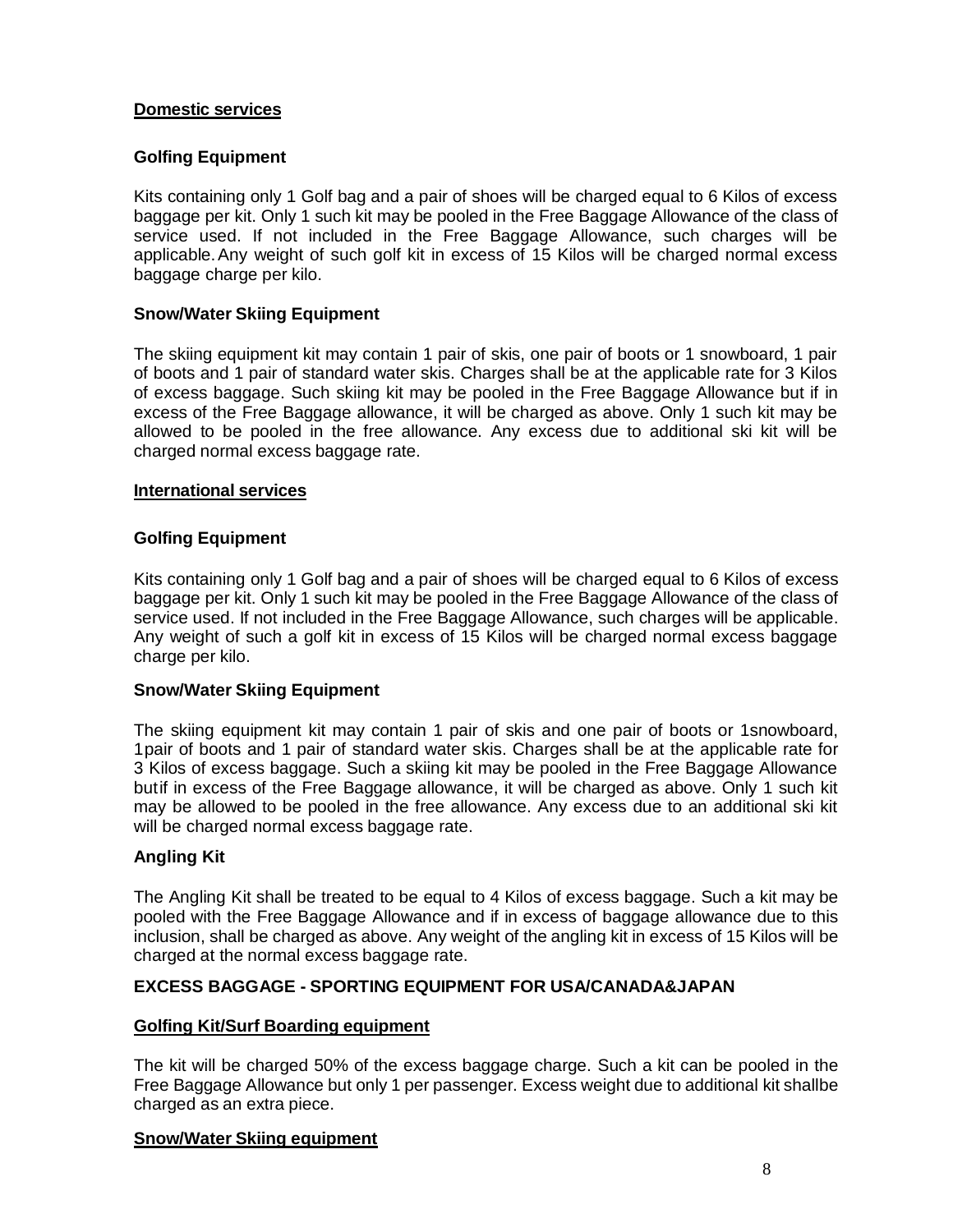## Domestic services

### Golfing Equipment

Kits containing only 1 Golf bag and a pair of shoes will be charged equal to 6 Kilos of excess baggage per kit. Only 1 such kit may be pooled in the Free Baggage Allowance of the class of service used. If not included in the Free Baggage Allowance, such charges will be applicable. Any weight of such golf kit in excess of 15 Kilos will be charged normal excess baggage charge per kilo.

### Snow/Water Skiing Equipment

The skiing equipment kit may contain 1 pair of skis, one pair of boots or 1 snowboard, 1 pair of boots and 1 pair of standard water skis. Charges shall be at the applicable rate for 3 Kilos of excess baggage. Such skiing kit may be pooled in the Free Baggage Allowance but if in excess of the Free Baggage allowance, it will be charged as above. Only 1 such kit may be allowed to be pooled in the free allowance. Any excess due to additional ski kit will be charged normal excess baggage rate.

## International services

### Golfing Equipment

Kits containing only 1 Golf bag and a pair of shoes will be charged equal to 6 Kilos of excess baggage per kit. Only 1 such kit may be pooled in the Free Baggage Allowance of the class of service used. If not included in the Free Baggage Allowance, such charges will be applicable. Any weight of such a golf kit in excess of 15 Kilos will be charged normal excess baggage charge per kilo.

### Snow/Water Skiing Equipment

The skiing equipment kit may contain 1 pair of skis and one pair of boots or 1snowboard, 1pair of boots and 1 pair of standard water skis. Charges shall be at the applicable rate for 3 Kilos of excess baggage. Such a skiing kit may be pooled in the Free Baggage Allowance butif in excess of the Free Baggage allowance, it will be charged as above. Only 1 such kit may be allowed to be pooled in the free allowance. Any excess due to an additional ski kit will be charged normal excess baggage rate.

### Angling Kit

The Angling Kit shall be treated to be equal to 4 Kilos of excess baggage. Such a kit may be pooled with the Free Baggage Allowance and if in excess of baggage allowance due to this inclusion, shall be charged as above. Any weight of the angling kit in excess of 15 Kilos will be charged at the normal excess baggage rate.

### EXCESS BAGGAGE - SPORTING EQUIPMENT FOR USA/CANADA&JAPAN

#### Golfing Kit/Surf Boarding equipment

The kit will be charged 50% of the excess baggage charge. Such a kit can be pooled in the Free Baggage Allowance but only 1 per passenger. Excess weight due to additional kit shallbe charged as an extra piece.

#### Snow/Water Skiing equipment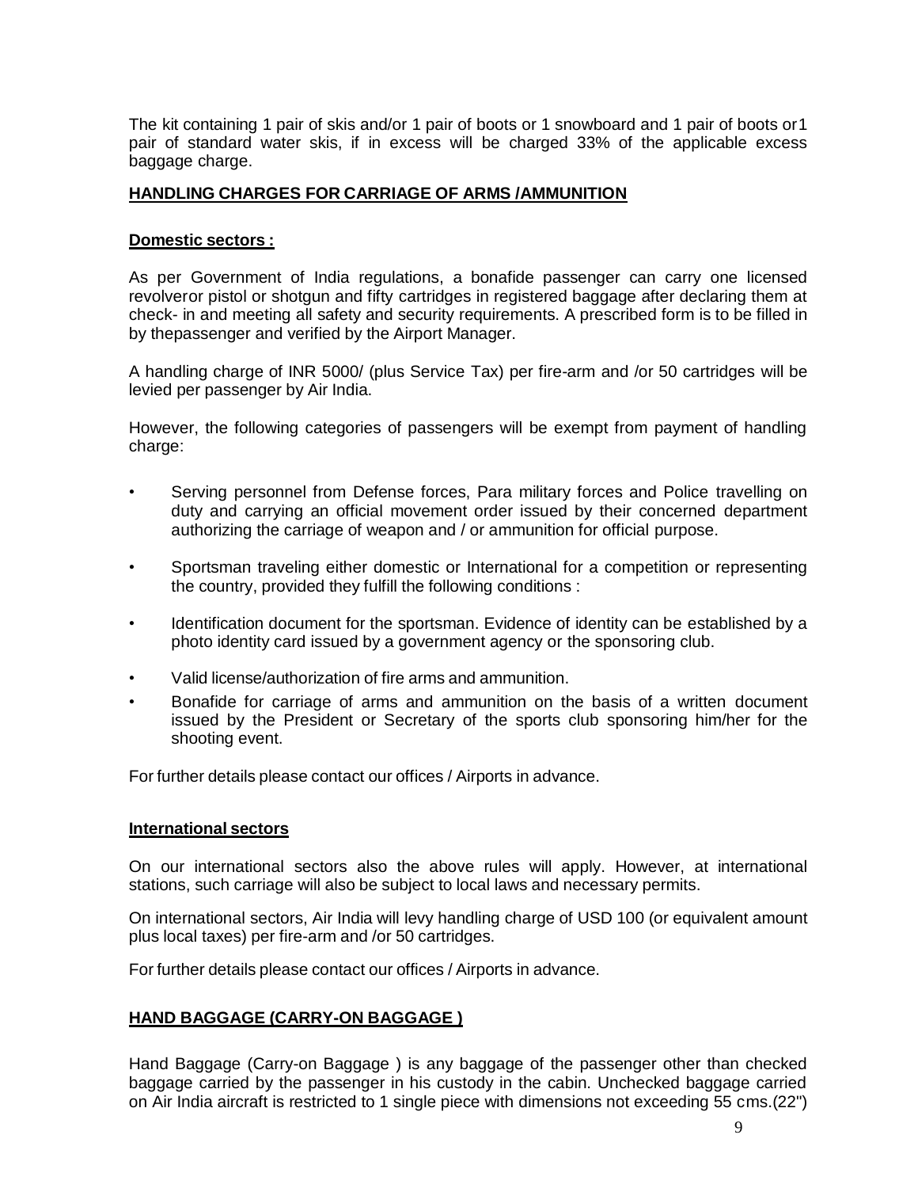The kit containing 1 pair of skis and/or 1 pair of boots or 1 snowboard and 1 pair of boots or1 pair of standard water skis, if in excess will be charged 33% of the applicable excess baggage charge.

## HANDLING CHARGES FOR CARRIAGE OF ARMS /AMMUNITION

### Domestic sectors :

As per Government of India regulations, a bonafide passenger can carry one licensed revolveror pistol or shotgun and fifty cartridges in registered baggage after declaring them at check- in and meeting all safety and security requirements. A prescribed form is to be filled in by thepassenger and verified by the Airport Manager.

A handling charge of INR 5000/ (plus Service Tax) per fire-arm and /or 50 cartridges will be levied per passenger by Air India.

However, the following categories of passengers will be exempt from payment of handling charge:

- Serving personnel from Defense forces, Para military forces and Police travelling on duty and carrying an official movement order issued by their concerned department authorizing the carriage of weapon and / or ammunition for official purpose.
- Sportsman traveling either domestic or International for a competition or representing the country, provided they fulfill the following conditions :
- Identification document for the sportsman. Evidence of identity can be established by a photo identity card issued by a government agency or the sponsoring club.
- Valid license/authorization of fire arms and ammunition.
- Bonafide for carriage of arms and ammunition on the basis of a written document issued by the President or Secretary of the sports club sponsoring him/her for the shooting event.

For further details please contact our offices / Airports in advance.

### International sectors

On our international sectors also the above rules will apply. However, at international stations, such carriage will also be subject to local laws and necessary permits.

On international sectors, Air India will levy handling charge of USD 100 (or equivalent amount plus local taxes) per fire-arm and /or 50 cartridges.

For further details please contact our offices / Airports in advance.

## HAND BAGGAGE (CARRY-ON BAGGAGE )

Hand Baggage (Carry-on Baggage ) is any baggage of the passenger other than checked baggage carried by the passenger in his custody in the cabin. Unchecked baggage carried on Air India aircraft is restricted to 1 single piece with dimensions not exceeding 55 cms.(22")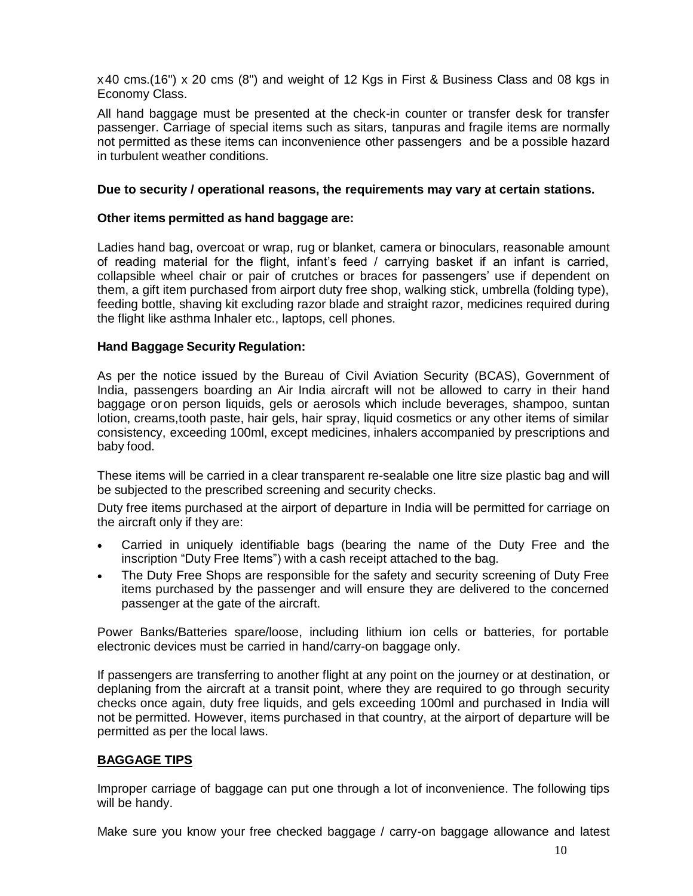x 40 cms.(16") x 20 cms (8") and weight of 12 Kgs in First & Business Class and 08 kgs in Economy Class.

All hand baggage must be presented at the check-in counter or transfer desk for transfer passenger. Carriage of special items such as sitars, tanpuras and fragile items are normally not permitted as these items can inconvenience other passengers and be a possible hazard in turbulent weather conditions.

**Due to security / operational reasons, the requirements may vary at certain stations.**

**Other items permitted as hand baggage are:**

Ladies hand bag, overcoat or wrap, rug or blanket, camera or binoculars, reasonable amount of reading material for the flight, infant's feed / carrying basket if an infant is carried, collapsible wheel chair or pair of crutches or braces for passengers' use if dependent on them, a gift item purchased from airport duty free shop, walking stick, umbrella (folding type), feeding bottle, shaving kit excluding razor blade and straight razor, medicines required during the flight like asthma Inhaler etc., laptops, cell phones.

**Hand Baggage Security Regulation:**

As per the notice issued by the Bureau of Civil Aviation Security (BCAS), Government of India, passengers boarding an Air India aircraft will not be allowed to carry in their hand baggage or on person liquids, gels or aerosols which include beverages, shampoo, suntan lotion, creams, tooth paste, hair gels, hair spray, liquid cosmetics or any other items of similar consistency, exceeding 100ml, except medicines, inhalers accompanied by prescriptions and baby food.

These items will be carried in a clear transparent re-sealable one litre size plastic bag and will be subjected to the prescribed screening and security checks.

Duty free items purchased at the airport of departure in India will be permitted for carriage on the aircraft only if they are:

- Carried in uniquely identifiable bags (bearing the name of the Duty Free and the inscription "Duty Free Items") with a cash receipt attached to the bag.
- The Duty Free Shops are responsible for the safety and security screening of Duty Free items purchased by the passenger and will ensure they are delivered to the concerned passenger at the gate of the aircraft.

Power Banks/Batteries spare/loose, including lithium ion cells or batteries, for portable electronic devices must be carried in hand/carry-on baggage only.

If passengers are transferring to another flight at any point on the journey or at destination, or deplaning from the aircraft at a transit point, where they are required to go through security checks once again, duty free liquids, and gels exceeding 100ml and purchased in India will not be permitted. However, items purchased in that country, at the airport of departure will be permitted as per the local laws.

## BAGGAGE TIPS

Improper carriage of baggage can put one through a lot of inconvenience. The following tips will be handy.

Make sure you know your free checked baggage / carry-on baggage allowance and latest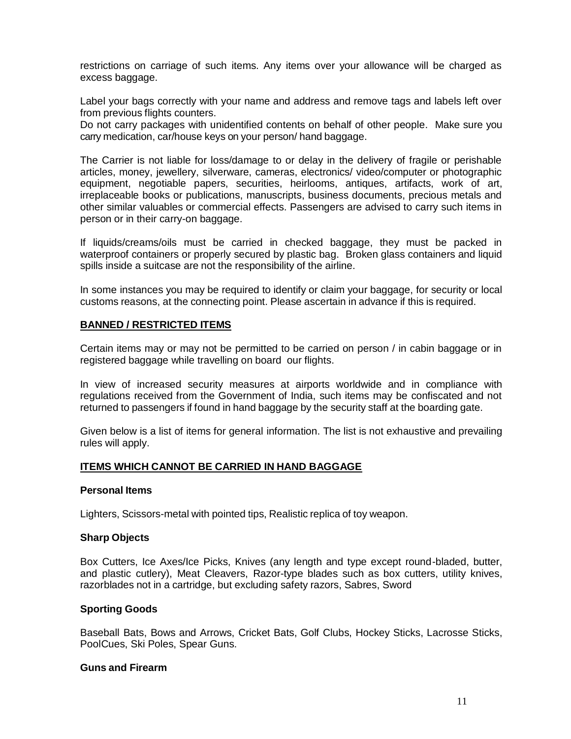restrictions on carriage of such items. Any items over your allowance will be charged as excess baggage.

Label your bags correctly with your name and address and remove tags and labels left over from previous flights counters.
Do not carry packages with unidentified contents on behalf of other people. Make sure you carry medication, car/house keys on your person/ hand baggage.

The Carrier is not liable for loss/damage to or delay in the delivery of fragile or perishable articles, money, jewellery, silverware, cameras, electronics/ video/computer or photographic equipment, negotiable papers, securities, heirlooms, antiques, artifacts, work of art, irreplaceable books or publications, manuscripts, business documents, precious metals and other similar valuables or commercial effects. Passengers are advised to carry such items in person or in their carry-on baggage.

If liquids/creams/oils must be carried in checked baggage, they must be packed in waterproof containers or properly secured by plastic bag. Broken glass containers and liquid spills inside a suitcase are not the responsibility of the airline.

In some instances you may be required to identify or claim your baggage, for security or local customs reasons, at the connecting point. Please ascertain in advance if this is required.

## BANNED / RESTRICTED ITEMS

Certain items may or may not be permitted to be carried on person / in cabin baggage or in registered baggage while travelling on board our flights.

In view of increased security measures at airports worldwide and in compliance with regulations received from the Government of India, such items may be confiscated and not returned to passengers if found in hand baggage by the security staff at the boarding gate.

Given below is a list of items for general information. The list is not exhaustive and prevailing rules will apply.

## ITEMS WHICH CANNOT BE CARRIED IN HAND BAGGAGE

### Personal Items

Lighters, Scissors-metal with pointed tips, Realistic replica of toy weapon.

### Sharp Objects

Box Cutters, Ice Axes/Ice Picks, Knives (any length and type except round-bladed, butter, and plastic cutlery), Meat Cleavers, Razor-type blades such as box cutters, utility knives, razorblades not in a cartridge, but excluding safety razors, Sabres, Sword

### Sporting Goods

Baseball Bats, Bows and Arrows, Cricket Bats, Golf Clubs, Hockey Sticks, Lacrosse Sticks, PoolCues, Ski Poles, Spear Guns.

### Guns and Firearm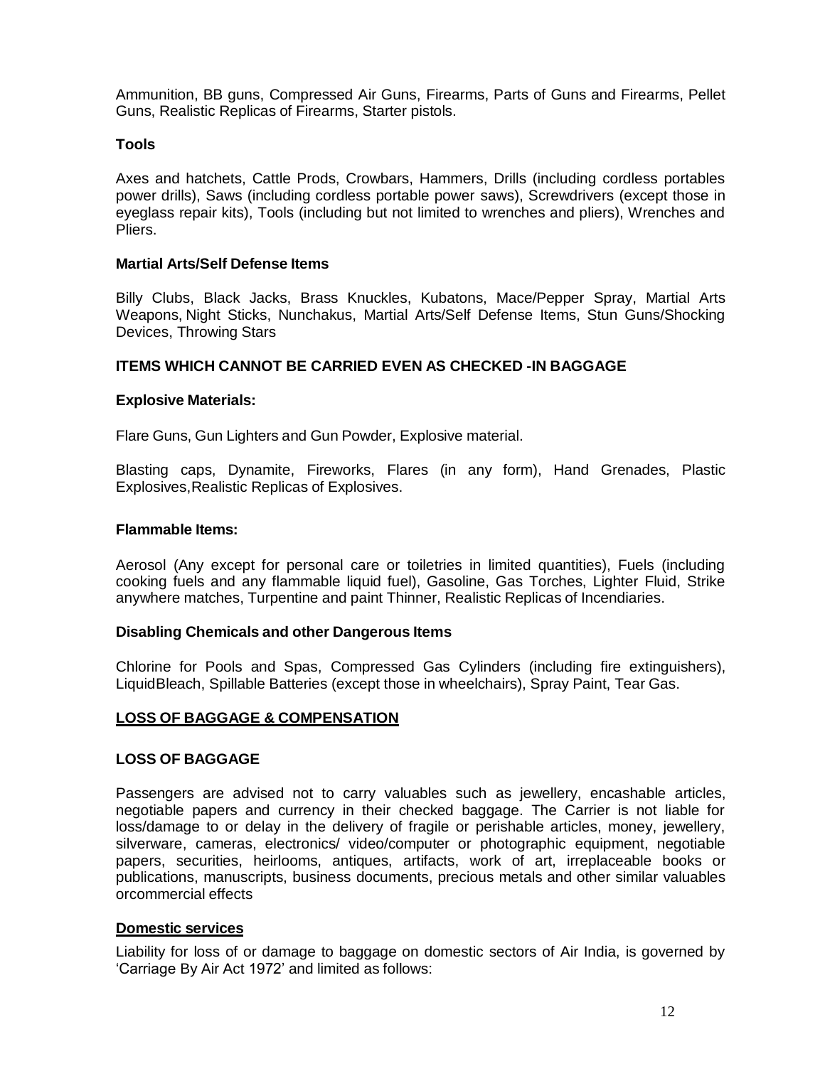Ammunition, BB guns, Compressed Air Guns, Firearms, Parts of Guns and Firearms, Pellet Guns, Realistic Replicas of Firearms, Starter pistols.

**Tools**

Axes and hatchets, Cattle Prods, Crowbars, Hammers, Drills (including cordless portables power drills), Saws (including cordless portable power saws), Screwdrivers (except those in eyeglass repair kits), Tools (including but not limited to wrenches and pliers), Wrenches and Pliers.

**Martial Arts/Self Defense Items**

Billy Clubs, Black Jacks, Brass Knuckles, Kubatons, Mace/Pepper Spray, Martial Arts Weapons, Night Sticks, Nunchakus, Martial Arts/Self Defense Items, Stun Guns/Shocking Devices, Throwing Stars

**ITEMS WHICH CANNOT BE CARRIED EVEN AS CHECKED -IN BAGGAGE**

**Explosive Materials:**

Flare Guns, Gun Lighters and Gun Powder, Explosive material.

Blasting caps, Dynamite, Fireworks, Flares (in any form), Hand Grenades, Plastic Explosives,Realistic Replicas of Explosives.

**Flammable Items:**

Aerosol (Any except for personal care or toiletries in limited quantities), Fuels (including cooking fuels and any flammable liquid fuel), Gasoline, Gas Torches, Lighter Fluid, Strike anywhere matches, Turpentine and paint Thinner, Realistic Replicas of Incendiaries.

**Disabling Chemicals and other Dangerous Items**

Chlorine for Pools and Spas, Compressed Gas Cylinders (including fire extinguishers), LiquidBleach, Spillable Batteries (except those in wheelchairs), Spray Paint, Tear Gas.

## LOSS OF BAGGAGE & COMPENSATION

### LOSS OF BAGGAGE

Passengers are advised not to carry valuables such as jewellery, encashable articles, negotiable papers and currency in their checked baggage. The Carrier is not liable for loss/damage to or delay in the delivery of fragile or perishable articles, money, jewellery, silverware, cameras, electronics/ video/computer or photographic equipment, negotiable papers, securities, heirlooms, antiques, artifacts, work of art, irreplaceable books or publications, manuscripts, business documents, precious metals and other similar valuables orcommercial effects

**Domestic services**

Liability for loss of or damage to baggage on domestic sectors of Air India, is governed by 'Carriage By Air Act 1972' and limited as follows: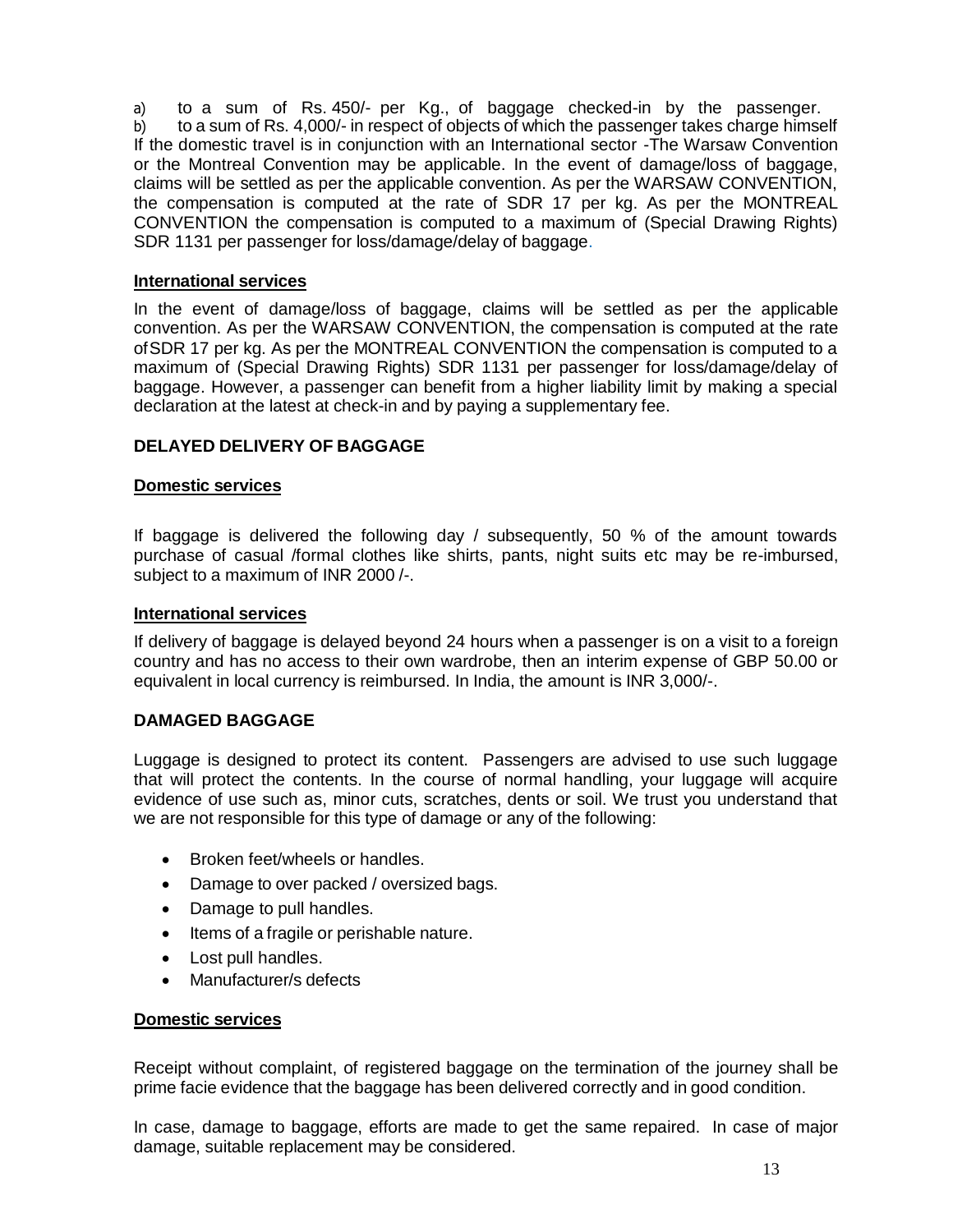a) to a sum of Rs. 450/- per Kg., of baggage checked-in by the passenger.
b) to a sum of Rs. 4,000/- in respect of objects of which the passenger takes charge himself

If the domestic travel is in conjunction with an International sector -The Warsaw Convention or the Montreal Convention may be applicable. In the event of damage/loss of baggage, claims will be settled as per the applicable convention. As per the WARSAW CONVENTION, the compensation is computed at the rate of SDR 17 per kg. As per the MONTREAL CONVENTION the compensation is computed to a maximum of (Special Drawing Rights) SDR 1131 per passenger for loss/damage/delay of baggage.

**International services**

In the event of damage/loss of baggage, claims will be settled as per the applicable convention. As per the WARSAW CONVENTION, the compensation is computed at the rate of SDR 17 per kg. As per the MONTREAL CONVENTION the compensation is computed to a maximum of (Special Drawing Rights) SDR 1131 per passenger for loss/damage/delay of baggage. However, a passenger can benefit from a higher liability limit by making a special declaration at the latest at check-in and by paying a supplementary fee.

## DELAYED DELIVERY OF BAGGAGE

**Domestic services**

If baggage is delivered the following day / subsequently, 50 % of the amount towards purchase of casual /formal clothes like shirts, pants, night suits etc may be re-imbursed, subject to a maximum of INR 2000 /-.

**International services**

If delivery of baggage is delayed beyond 24 hours when a passenger is on a visit to a foreign country and has no access to their own wardrobe, then an interim expense of GBP 50.00 or equivalent in local currency is reimbursed. In India, the amount is INR 3,000/-.

## DAMAGED BAGGAGE

Luggage is designed to protect its content. Passengers are advised to use such luggage that will protect the contents. In the course of normal handling, your luggage will acquire evidence of use such as, minor cuts, scratches, dents or soil. We trust you understand that we are not responsible for this type of damage or any of the following:

- Broken feet/wheels or handles.
- Damage to over packed / oversized bags.
- Damage to pull handles.
- Items of a fragile or perishable nature.
- Lost pull handles.
- Manufacturer/s defects

**Domestic services**

Receipt without complaint, of registered baggage on the termination of the journey shall be prime facie evidence that the baggage has been delivered correctly and in good condition.

In case, damage to baggage, efforts are made to get the same repaired. In case of major damage, suitable replacement may be considered.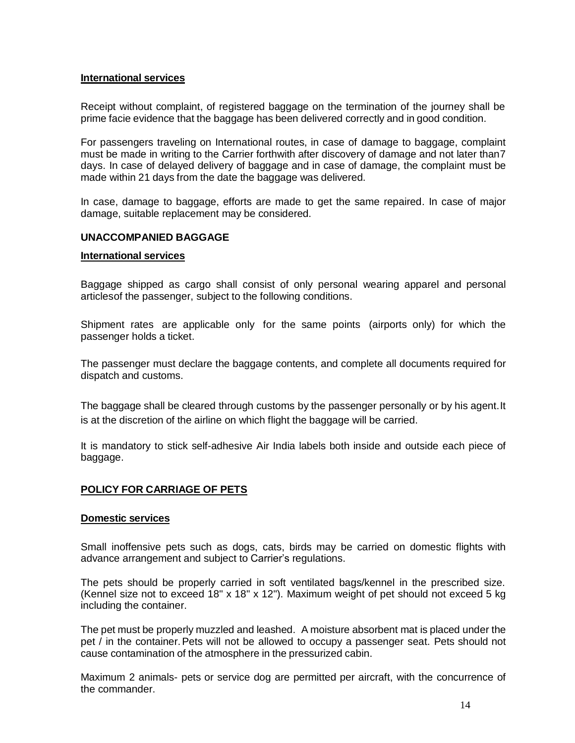**International services**

Receipt without complaint, of registered baggage on the termination of the journey shall be prime facie evidence that the baggage has been delivered correctly and in good condition.

For passengers traveling on International routes, in case of damage to baggage, complaint must be made in writing to the Carrier forthwith after discovery of damage and not later than7 days. In case of delayed delivery of baggage and in case of damage, the complaint must be made within 21 days from the date the baggage was delivered.

In case, damage to baggage, efforts are made to get the same repaired. In case of major damage, suitable replacement may be considered.

**UNACCOMPANIED BAGGAGE**

**International services**

Baggage shipped as cargo shall consist of only personal wearing apparel and personal articlesof the passenger, subject to the following conditions.

Shipment rates are applicable only for the same points (airports only) for which the passenger holds a ticket.

The passenger must declare the baggage contents, and complete all documents required for dispatch and customs.

The baggage shall be cleared through customs by the passenger personally or by his agent. It is at the discretion of the airline on which flight the baggage will be carried.

It is mandatory to stick self-adhesive Air India labels both inside and outside each piece of baggage.

**POLICY FOR CARRIAGE OF PETS**

**Domestic services**

Small inoffensive pets such as dogs, cats, birds may be carried on domestic flights with advance arrangement and subject to Carrier's regulations.

The pets should be properly carried in soft ventilated bags/kennel in the prescribed size. (Kennel size not to exceed 18" x 18" x 12"). Maximum weight of pet should not exceed 5 kg including the container.

The pet must be properly muzzled and leashed. A moisture absorbent mat is placed under the pet / in the container. Pets will not be allowed to occupy a passenger seat. Pets should not cause contamination of the atmosphere in the pressurized cabin.

Maximum 2 animals- pets or service dog are permitted per aircraft, with the concurrence of the commander.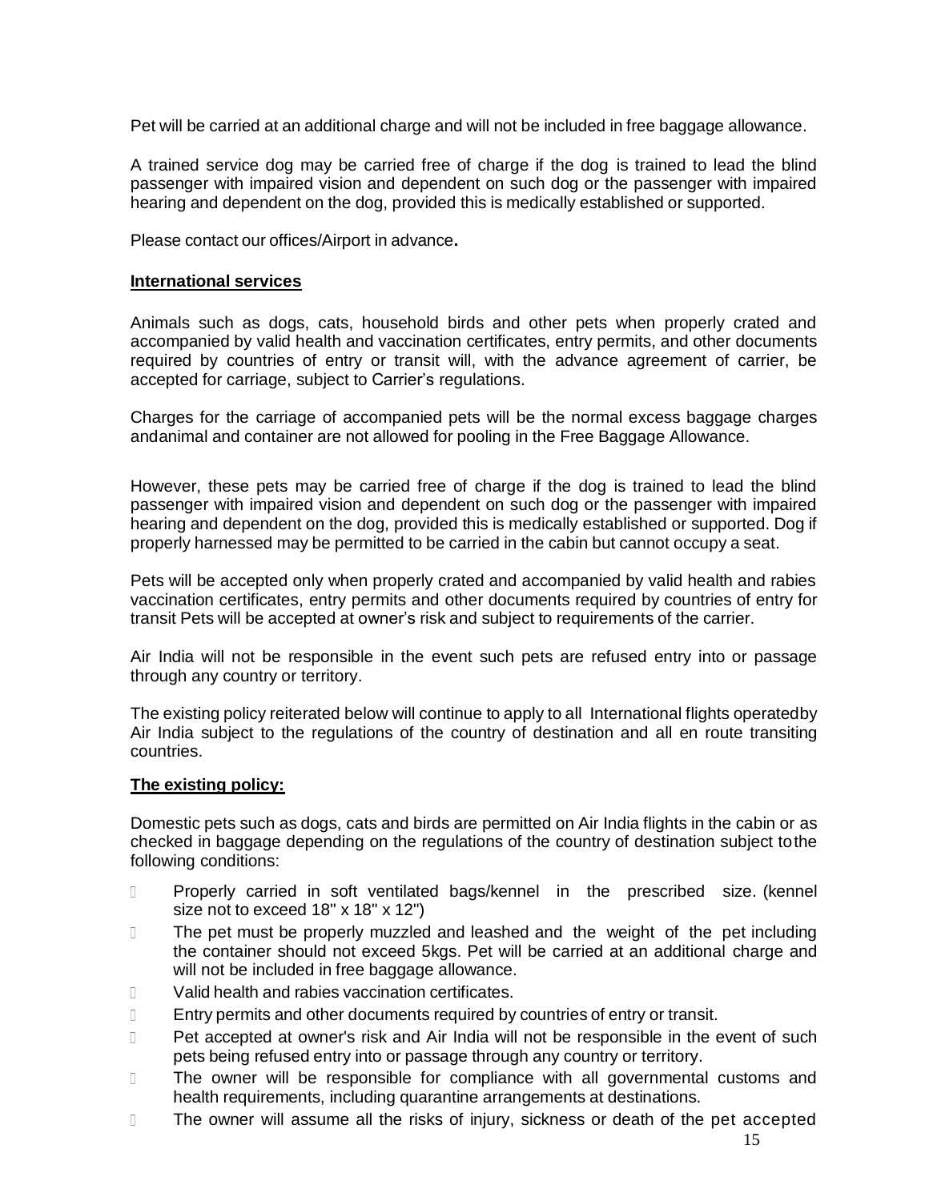Pet will be carried at an additional charge and will not be included in free baggage allowance.

A trained service dog may be carried free of charge if the dog is trained to lead the blind passenger with impaired vision and dependent on such dog or the passenger with impaired hearing and dependent on the dog, provided this is medically established or supported.

Please contact our offices/Airport in advance**.**

**International services**

Animals such as dogs, cats, household birds and other pets when properly crated and accompanied by valid health and vaccination certificates, entry permits, and other documents required by countries of entry or transit will, with the advance agreement of carrier, be accepted for carriage, subject to Carrier's regulations.

Charges for the carriage of accompanied pets will be the normal excess baggage charges andanimal and container are not allowed for pooling in the Free Baggage Allowance.

However, these pets may be carried free of charge if the dog is trained to lead the blind passenger with impaired vision and dependent on such dog or the passenger with impaired hearing and dependent on the dog, provided this is medically established or supported. Dog if properly harnessed may be permitted to be carried in the cabin but cannot occupy a seat.

Pets will be accepted only when properly crated and accompanied by valid health and rabies vaccination certificates, entry permits and other documents required by countries of entry for transit Pets will be accepted at owner's risk and subject to requirements of the carrier.

Air India will not be responsible in the event such pets are refused entry into or passage through any country or territory.

The existing policy reiterated below will continue to apply to all International flights operatedby Air India subject to the regulations of the country of destination and all en route transiting countries.

**The existing policy:**

Domestic pets such as dogs, cats and birds are permitted on Air India flights in the cabin or as checked in baggage depending on the regulations of the country of destination subject tothe following conditions:

- Properly carried in soft ventilated bags/kennel in the prescribed size. (kennel size not to exceed 18" x 18" x 12")
- The pet must be properly muzzled and leashed and the weight of the pet including the container should not exceed 5kgs. Pet will be carried at an additional charge and will not be included in free baggage allowance.
- Valid health and rabies vaccination certificates.
- Entry permits and other documents required by countries of entry or transit.
- Pet accepted at owner's risk and Air India will not be responsible in the event of such pets being refused entry into or passage through any country or territory.
- The owner will be responsible for compliance with all governmental customs and health requirements, including quarantine arrangements at destinations.
- The owner will assume all the risks of injury, sickness or death of the pet accepted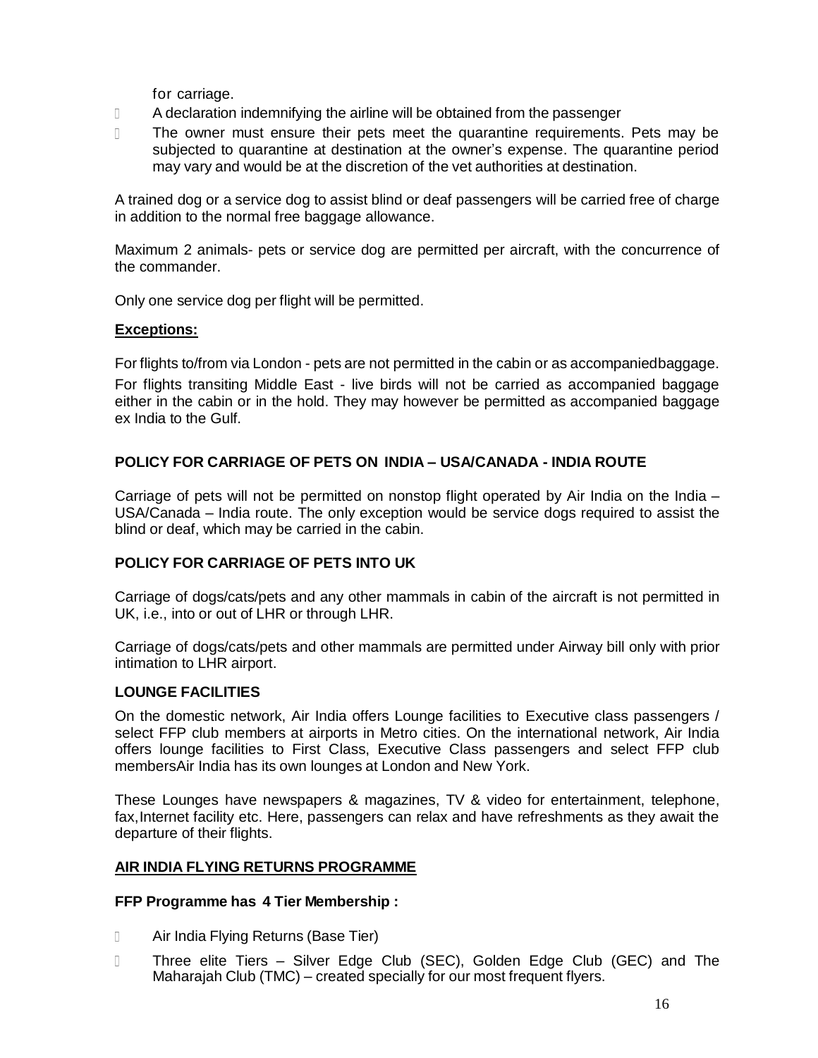for carriage.

- A declaration indemnifying the airline will be obtained from the passenger
- The owner must ensure their pets meet the quarantine requirements. Pets may be subjected to quarantine at destination at the owner's expense. The quarantine period may vary and would be at the discretion of the vet authorities at destination.

A trained dog or a service dog to assist blind or deaf passengers will be carried free of charge in addition to the normal free baggage allowance.

Maximum 2 animals- pets or service dog are permitted per aircraft, with the concurrence of the commander.

Only one service dog per flight will be permitted.

**Exceptions:**

For flights to/from via London - pets are not permitted in the cabin or as accompaniedbaggage.

For flights transiting Middle East - live birds will not be carried as accompanied baggage either in the cabin or in the hold. They may however be permitted as accompanied baggage ex India to the Gulf.

**POLICY FOR CARRIAGE OF PETS ON INDIA – USA/CANADA - INDIA ROUTE**

Carriage of pets will not be permitted on nonstop flight operated by Air India on the India – USA/Canada – India route. The only exception would be service dogs required to assist the blind or deaf, which may be carried in the cabin.

**POLICY FOR CARRIAGE OF PETS INTO UK**

Carriage of dogs/cats/pets and any other mammals in cabin of the aircraft is not permitted in UK, i.e., into or out of LHR or through LHR.

Carriage of dogs/cats/pets and other mammals are permitted under Airway bill only with prior intimation to LHR airport.

**LOUNGE FACILITIES**

On the domestic network, Air India offers Lounge facilities to Executive class passengers / select FFP club members at airports in Metro cities. On the international network, Air India offers lounge facilities to First Class, Executive Class passengers and select FFP club membersAir India has its own lounges at London and New York.

These Lounges have newspapers & magazines, TV & video for entertainment, telephone, fax,Internet facility etc. Here, passengers can relax and have refreshments as they await the departure of their flights.

**AIR INDIA FLYING RETURNS PROGRAMME**

**FFP Programme has 4 Tier Membership :**

- Air India Flying Returns (Base Tier)
- Three elite Tiers – Silver Edge Club (SEC), Golden Edge Club (GEC) and The Maharajah Club (TMC) – created specially for our most frequent flyers.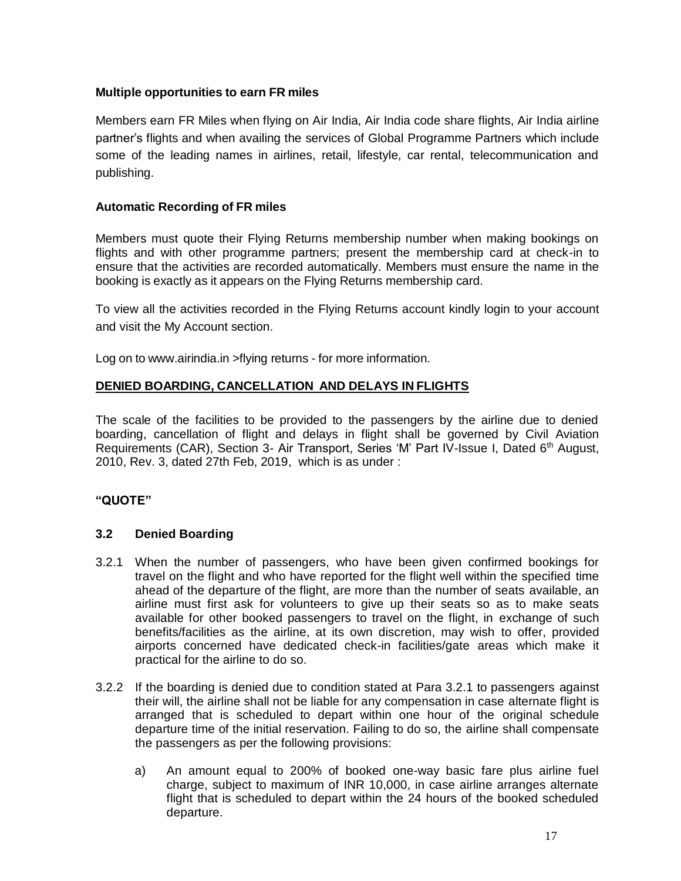**Multiple opportunities to earn FR miles**

Members earn FR Miles when flying on Air India, Air India code share flights, Air India airline partner's flights and when availing the services of Global Programme Partners which include some of the leading names in airlines, retail, lifestyle, car rental, telecommunication and publishing.

**Automatic Recording of FR miles**

Members must quote their Flying Returns membership number when making bookings on flights and with other programme partners; present the membership card at check-in to ensure that the activities are recorded automatically. Members must ensure the name in the booking is exactly as it appears on the Flying Returns membership card.

To view all the activities recorded in the Flying Returns account kindly login to your account and visit the My Account section.

Log on to www.airindia.in >flying returns - for more information.

**DENIED BOARDING, CANCELLATION AND DELAYS IN FLIGHTS**

The scale of the facilities to be provided to the passengers by the airline due to denied boarding, cancellation of flight and delays in flight shall be governed by Civil Aviation Requirements (CAR), Section 3- Air Transport, Series 'M' Part IV-Issue I, Dated 6th August, 2010, Rev. 3, dated 27th Feb, 2019, which is as under :

**"QUOTE"**

**3.2 Denied Boarding**

3.2.1 When the number of passengers, who have been given confirmed bookings for travel on the flight and who have reported for the flight well within the specified time ahead of the departure of the flight, are more than the number of seats available, an airline must first ask for volunteers to give up their seats so as to make seats available for other booked passengers to travel on the flight, in exchange of such benefits/facilities as the airline, at its own discretion, may wish to offer, provided airports concerned have dedicated check-in facilities/gate areas which make it practical for the airline to do so.

3.2.2 If the boarding is denied due to condition stated at Para 3.2.1 to passengers against their will, the airline shall not be liable for any compensation in case alternate flight is arranged that is scheduled to depart within one hour of the original schedule departure time of the initial reservation. Failing to do so, the airline shall compensate the passengers as per the following provisions:

a) An amount equal to 200% of booked one-way basic fare plus airline fuel charge, subject to maximum of INR 10,000, in case airline arranges alternate flight that is scheduled to depart within the 24 hours of the booked scheduled departure.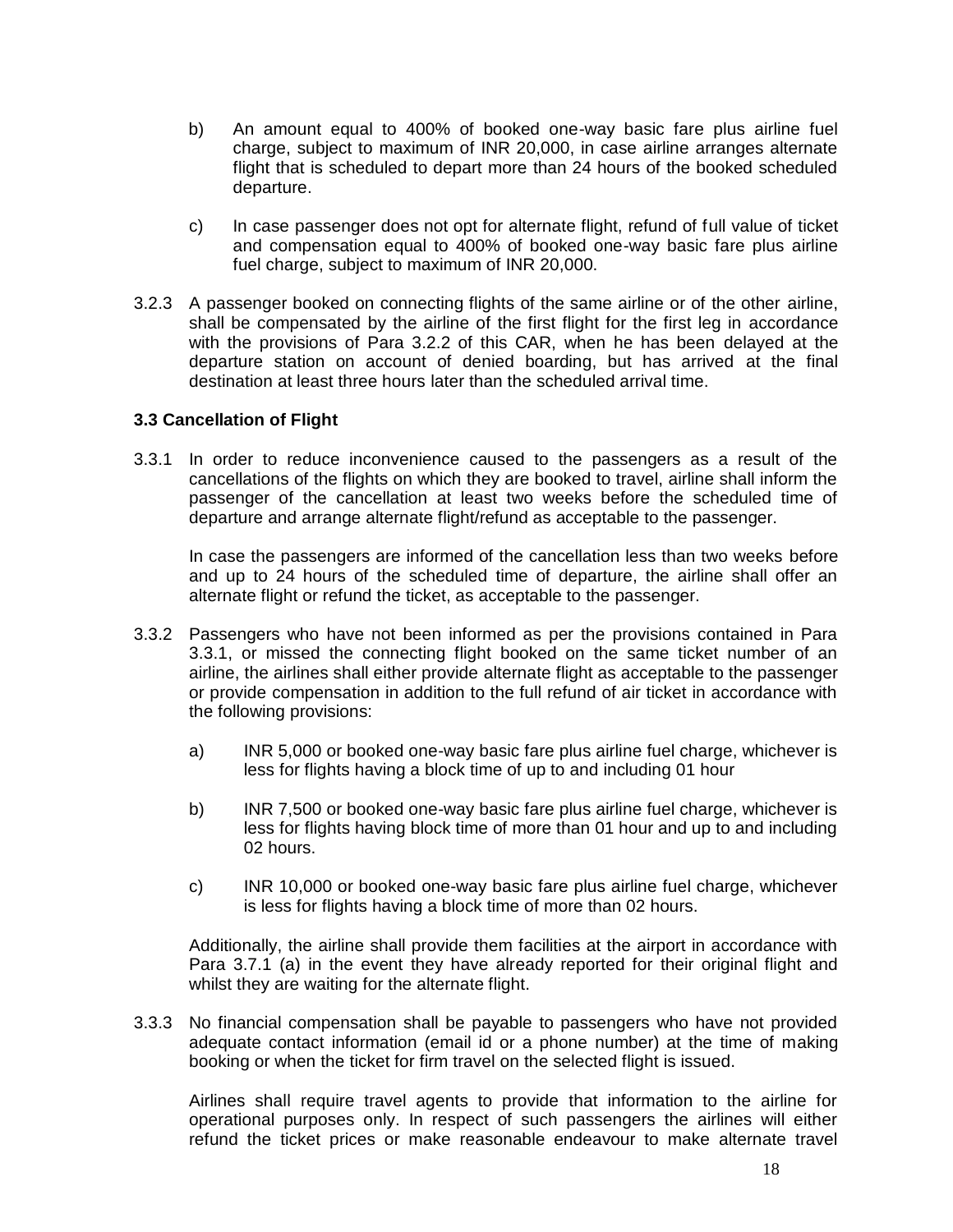b) An amount equal to 400% of booked one-way basic fare plus airline fuel charge, subject to maximum of INR 20,000, in case airline arranges alternate flight that is scheduled to depart more than 24 hours of the booked scheduled departure.

c) In case passenger does not opt for alternate flight, refund of full value of ticket and compensation equal to 400% of booked one-way basic fare plus airline fuel charge, subject to maximum of INR 20,000.

3.2.3 A passenger booked on connecting flights of the same airline or of the other airline, shall be compensated by the airline of the first flight for the first leg in accordance with the provisions of Para 3.2.2 of this CAR, when he has been delayed at the departure station on account of denied boarding, but has arrived at the final destination at least three hours later than the scheduled arrival time.

### 3.3 Cancellation of Flight

3.3.1 In order to reduce inconvenience caused to the passengers as a result of the cancellations of the flights on which they are booked to travel, airline shall inform the passenger of the cancellation at least two weeks before the scheduled time of departure and arrange alternate flight/refund as acceptable to the passenger.

In case the passengers are informed of the cancellation less than two weeks before and up to 24 hours of the scheduled time of departure, the airline shall offer an alternate flight or refund the ticket, as acceptable to the passenger.

3.3.2 Passengers who have not been informed as per the provisions contained in Para 3.3.1, or missed the connecting flight booked on the same ticket number of an airline, the airlines shall either provide alternate flight as acceptable to the passenger or provide compensation in addition to the full refund of air ticket in accordance with the following provisions:

a) INR 5,000 or booked one-way basic fare plus airline fuel charge, whichever is less for flights having a block time of up to and including 01 hour

b) INR 7,500 or booked one-way basic fare plus airline fuel charge, whichever is less for flights having block time of more than 01 hour and up to and including 02 hours.

c) INR 10,000 or booked one-way basic fare plus airline fuel charge, whichever is less for flights having a block time of more than 02 hours.

Additionally, the airline shall provide them facilities at the airport in accordance with Para 3.7.1 (a) in the event they have already reported for their original flight and whilst they are waiting for the alternate flight.

3.3.3 No financial compensation shall be payable to passengers who have not provided adequate contact information (email id or a phone number) at the time of making booking or when the ticket for firm travel on the selected flight is issued.

Airlines shall require travel agents to provide that information to the airline for operational purposes only. In respect of such passengers the airlines will either refund the ticket prices or make reasonable endeavour to make alternate travel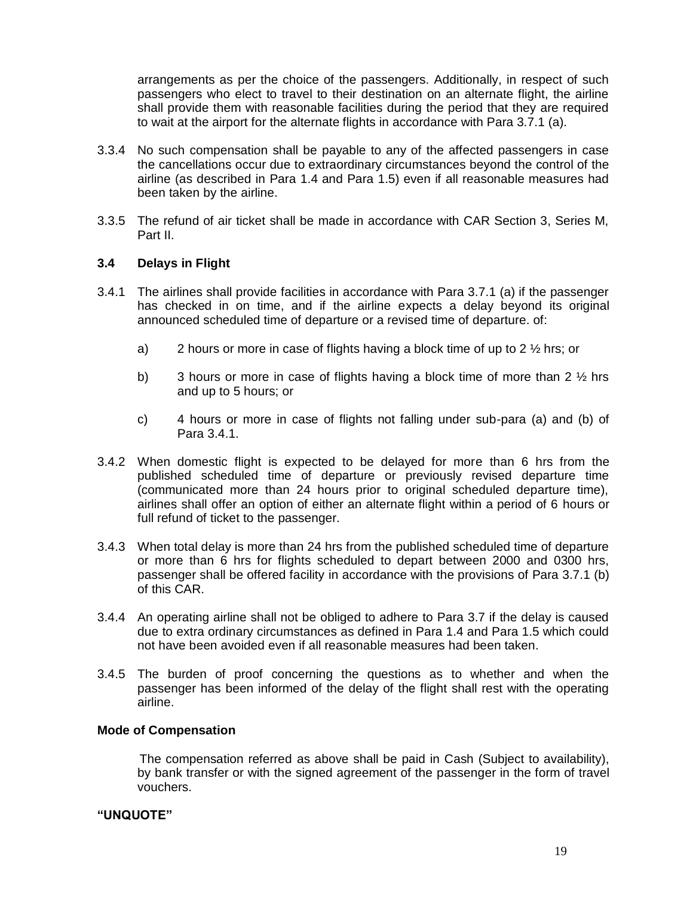arrangements as per the choice of the passengers. Additionally, in respect of such passengers who elect to travel to their destination on an alternate flight, the airline shall provide them with reasonable facilities during the period that they are required to wait at the airport for the alternate flights in accordance with Para 3.7.1 (a).

3.3.4 No such compensation shall be payable to any of the affected passengers in case the cancellations occur due to extraordinary circumstances beyond the control of the airline (as described in Para 1.4 and Para 1.5) even if all reasonable measures had been taken by the airline.

3.3.5 The refund of air ticket shall be made in accordance with CAR Section 3, Series M, Part II.

**3.4 Delays in Flight**

3.4.1 The airlines shall provide facilities in accordance with Para 3.7.1 (a) if the passenger has checked in on time, and if the airline expects a delay beyond its original announced scheduled time of departure or a revised time of departure. of:

a) 2 hours or more in case of flights having a block time of up to 2 ½ hrs; or

b) 3 hours or more in case of flights having a block time of more than 2 ½ hrs and up to 5 hours; or

c) 4 hours or more in case of flights not falling under sub-para (a) and (b) of Para 3.4.1.

3.4.2 When domestic flight is expected to be delayed for more than 6 hrs from the published scheduled time of departure or previously revised departure time (communicated more than 24 hours prior to original scheduled departure time), airlines shall offer an option of either an alternate flight within a period of 6 hours or full refund of ticket to the passenger.

3.4.3 When total delay is more than 24 hrs from the published scheduled time of departure or more than 6 hrs for flights scheduled to depart between 2000 and 0300 hrs, passenger shall be offered facility in accordance with the provisions of Para 3.7.1 (b) of this CAR.

3.4.4 An operating airline shall not be obliged to adhere to Para 3.7 if the delay is caused due to extra ordinary circumstances as defined in Para 1.4 and Para 1.5 which could not have been avoided even if all reasonable measures had been taken.

3.4.5 The burden of proof concerning the questions as to whether and when the passenger has been informed of the delay of the flight shall rest with the operating airline.

**Mode of Compensation**

The compensation referred as above shall be paid in Cash (Subject to availability), by bank transfer or with the signed agreement of the passenger in the form of travel vouchers.

**"UNQUOTE"**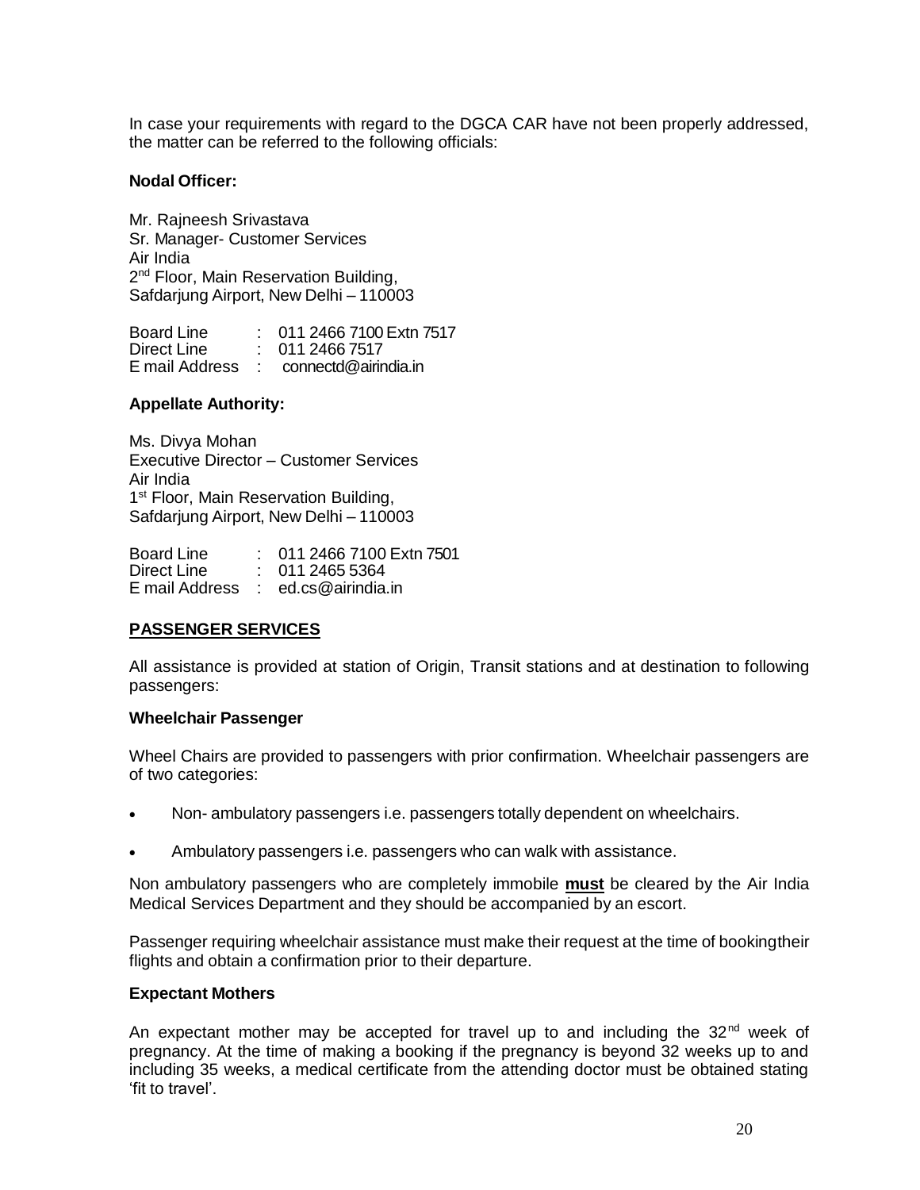In case your requirements with regard to the DGCA CAR have not been properly addressed, the matter can be referred to the following officials:

**Nodal Officer:**

Mr. Rajneesh Srivastava
Sr. Manager- Customer Services
Air India
2nd Floor, Main Reservation Building,
Safdarjung Airport, New Delhi – 110003

Board Line : 011 2466 7100 Extn 7517
Direct Line : 011 2466 7517
E mail Address : connectd@airindia.in

**Appellate Authority:**

Ms. Divya Mohan
Executive Director – Customer Services
Air India
1st Floor, Main Reservation Building,
Safdarjung Airport, New Delhi – 110003

Board Line : 011 2466 7100 Extn 7501
Direct Line : 011 2465 5364
E mail Address : ed.cs@airindia.in

## PASSENGER SERVICES

All assistance is provided at station of Origin, Transit stations and at destination to following passengers:

**Wheelchair Passenger**

Wheel Chairs are provided to passengers with prior confirmation. Wheelchair passengers are of two categories:

- Non- ambulatory passengers i.e. passengers totally dependent on wheelchairs.
- Ambulatory passengers i.e. passengers who can walk with assistance.

Non ambulatory passengers who are completely immobile **must** be cleared by the Air India Medical Services Department and they should be accompanied by an escort.

Passenger requiring wheelchair assistance must make their request at the time of bookingtheir flights and obtain a confirmation prior to their departure.

**Expectant Mothers**

An expectant mother may be accepted for travel up to and including the 32nd week of pregnancy. At the time of making a booking if the pregnancy is beyond 32 weeks up to and including 35 weeks, a medical certificate from the attending doctor must be obtained stating 'fit to travel'.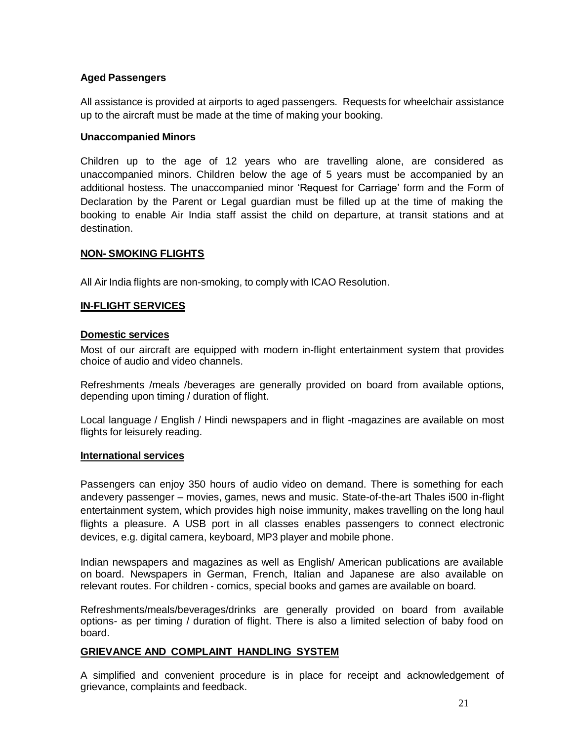**Aged Passengers**

All assistance is provided at airports to aged passengers. Requests for wheelchair assistance up to the aircraft must be made at the time of making your booking.

**Unaccompanied Minors**

Children up to the age of 12 years who are travelling alone, are considered as unaccompanied minors. Children below the age of 5 years must be accompanied by an additional hostess. The unaccompanied minor 'Request for Carriage' form and the Form of Declaration by the Parent or Legal guardian must be filled up at the time of making the booking to enable Air India staff assist the child on departure, at transit stations and at destination.

## NON- SMOKING FLIGHTS

All Air India flights are non-smoking, to comply with ICAO Resolution.

## IN-FLIGHT SERVICES

### Domestic services

Most of our aircraft are equipped with modern in-flight entertainment system that provides choice of audio and video channels.

Refreshments /meals /beverages are generally provided on board from available options, depending upon timing / duration of flight.

Local language / English / Hindi newspapers and in flight -magazines are available on most flights for leisurely reading.

### International services

Passengers can enjoy 350 hours of audio video on demand. There is something for each andevery passenger – movies, games, news and music. State-of-the-art Thales i500 in-flight entertainment system, which provides high noise immunity, makes travelling on the long haul flights a pleasure. A USB port in all classes enables passengers to connect electronic devices, e.g. digital camera, keyboard, MP3 player and mobile phone.

Indian newspapers and magazines as well as English/ American publications are available on board. Newspapers in German, French, Italian and Japanese are also available on relevant routes. For children - comics, special books and games are available on board.

Refreshments/meals/beverages/drinks are generally provided on board from available options- as per timing / duration of flight. There is also a limited selection of baby food on board.

## GRIEVANCE AND COMPLAINT HANDLING SYSTEM

A simplified and convenient procedure is in place for receipt and acknowledgement of grievance, complaints and feedback.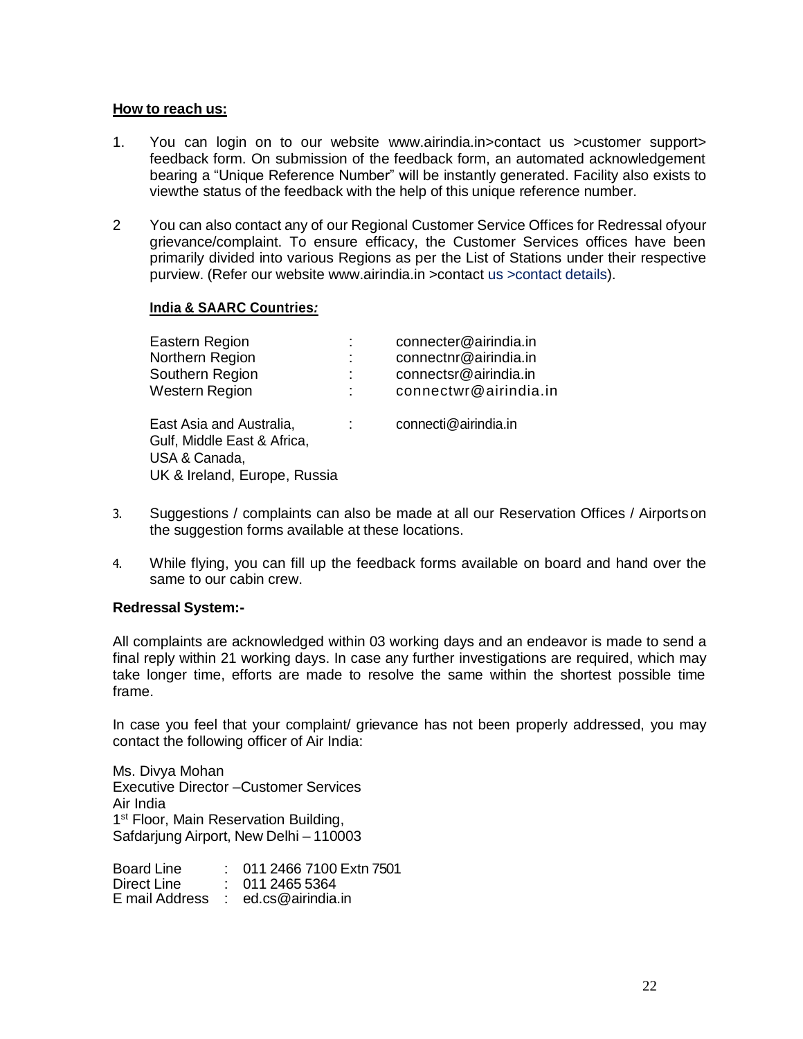**How to reach us:**

1. You can login on to our website www.airindia.in>contact us >customer support> feedback form. On submission of the feedback form, an automated acknowledgement bearing a "Unique Reference Number" will be instantly generated. Facility also exists to viewthe status of the feedback with the help of this unique reference number.

2 You can also contact any of our Regional Customer Service Offices for Redressal ofyour grievance/complaint. To ensure efficacy, the Customer Services offices have been primarily divided into various Regions as per the List of Stations under their respective purview. (Refer our website www.airindia.in >contact us >contact details).

**India & SAARC Countries:**

| | | |
|---|---|---|
| Eastern Region | : | connecter@airindia.in |
| Northern Region | : | connectnr@airindia.in |
| Southern Region | : | connectsr@airindia.in |
| Western Region | : | connectwr@airindia.in |
| East Asia and Australia, Gulf, Middle East & Africa, USA & Canada, UK & Ireland, Europe, Russia | : | connecti@airindia.in |

3. Suggestions / complaints can also be made at all our Reservation Offices / Airportson the suggestion forms available at these locations.

4. While flying, you can fill up the feedback forms available on board and hand over the same to our cabin crew.

**Redressal System:-**

All complaints are acknowledged within 03 working days and an endeavor is made to send a final reply within 21 working days. In case any further investigations are required, which may take longer time, efforts are made to resolve the same within the shortest possible time frame.

In case you feel that your complaint/ grievance has not been properly addressed, you may contact the following officer of Air India:

Ms. Divya Mohan
Executive Director –Customer Services
Air India
1st Floor, Main Reservation Building,
Safdarjung Airport, New Delhi – 110003

| | | |
|---|---|---|
| Board Line | : | 011 2466 7100 Extn 7501 |
| Direct Line | : | 011 2465 5364 |
| E mail Address | : | ed.cs@airindia.in |